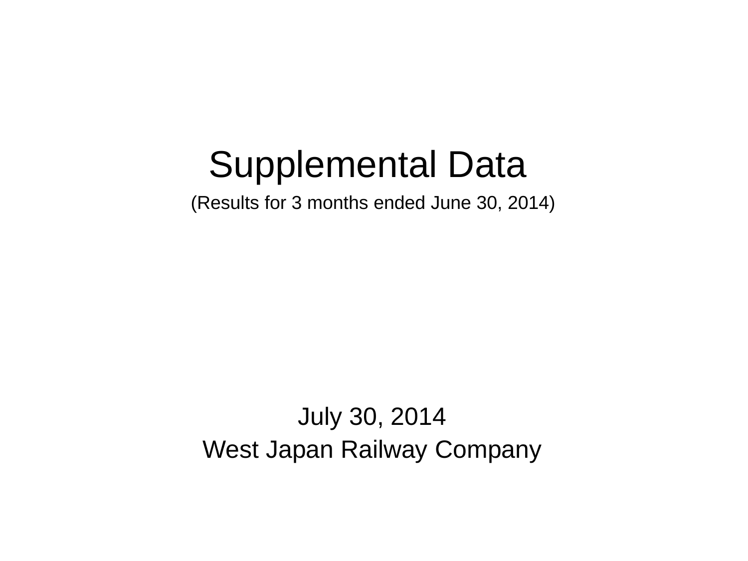# Supplemental Data

(Results for 3 months ended June 30, 2014)

July 30, 2014

West Japan Railway Company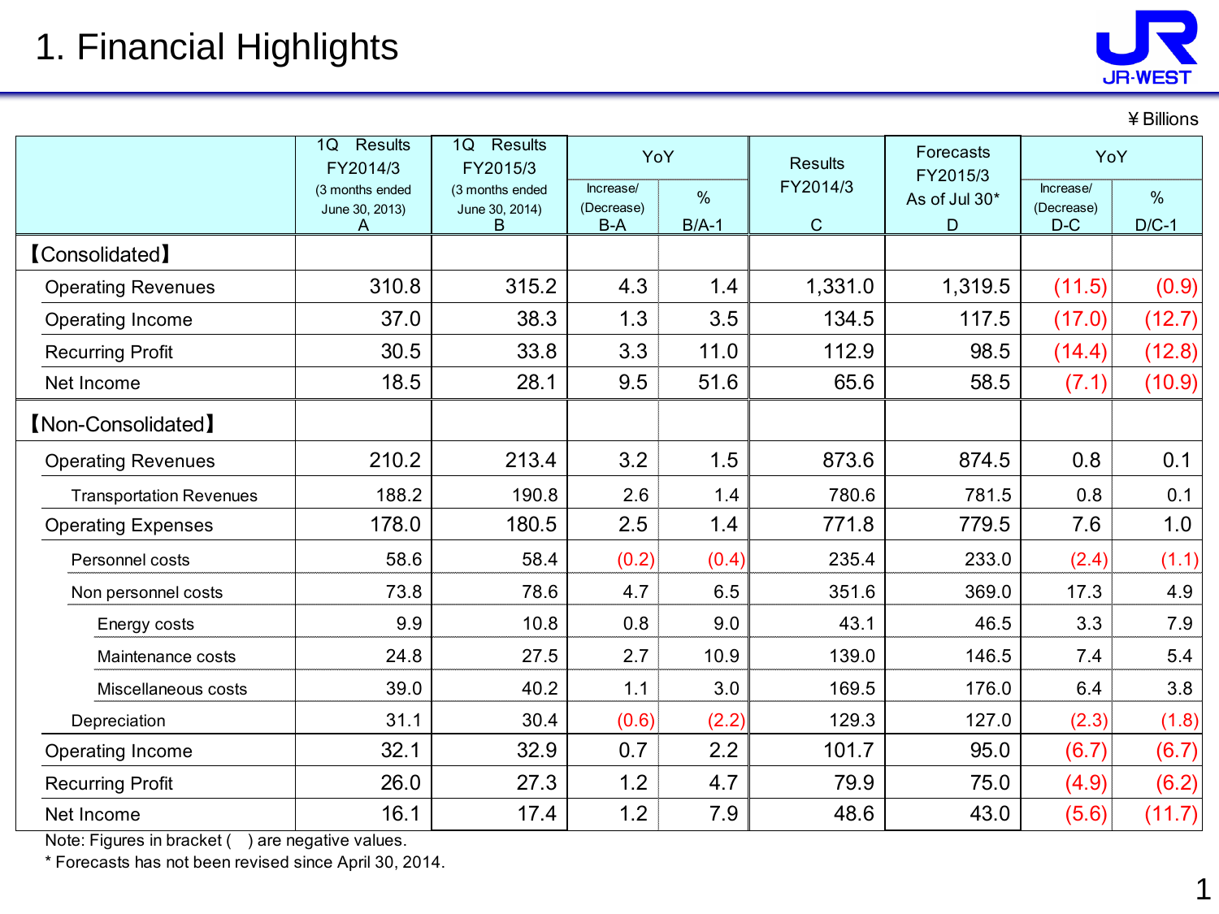# 1. Financial Highlights

¥Billions

| | 1Q Results FY2014/3 (3 months ended June 30, 2013) A | 1Q Results FY2015/3 (3 months ended June 30, 2014) B | YoY | | Results FY2014/3 C | Forecasts FY2015/3 As of Jul 30* D | YoY | |
|---|---|---|---|---|---|---|---|---|
| | | | Increase/ (Decrease) B-A | % B/A-1 | | | Increase/ (Decrease) D-C | % D/C-1 |
| 【Consolidated】 | | | | | | | | |
| Operating Revenues | 310.8 | 315.2 | 4.3 | 1.4 | 1,331.0 | 1,319.5 | (11.5) | (0.9) |
| Operating Income | 37.0 | 38.3 | 1.3 | 3.5 | 134.5 | 117.5 | (17.0) | (12.7) |
| Recurring Profit | 30.5 | 33.8 | 3.3 | 11.0 | 112.9 | 98.5 | (14.4) | (12.8) |
| Net Income | 18.5 | 28.1 | 9.5 | 51.6 | 65.6 | 58.5 | (7.1) | (10.9) |
| 【Non-Consolidated】 | | | | | | | | |
| Operating Revenues | 210.2 | 213.4 | 3.2 | 1.5 | 873.6 | 874.5 | 0.8 | 0.1 |
| Transportation Revenues | 188.2 | 190.8 | 2.6 | 1.4 | 780.6 | 781.5 | 0.8 | 0.1 |
| Operating Expenses | 178.0 | 180.5 | 2.5 | 1.4 | 771.8 | 779.5 | 7.6 | 1.0 |
| Personnel costs | 58.6 | 58.4 | (0.2) | (0.4) | 235.4 | 233.0 | (2.4) | (1.1) |
| Non personnel costs | 73.8 | 78.6 | 4.7 | 6.5 | 351.6 | 369.0 | 17.3 | 4.9 |
| Energy costs | 9.9 | 10.8 | 0.8 | 9.0 | 43.1 | 46.5 | 3.3 | 7.9 |
| Maintenance costs | 24.8 | 27.5 | 2.7 | 10.9 | 139.0 | 146.5 | 7.4 | 5.4 |
| Miscellaneous costs | 39.0 | 40.2 | 1.1 | 3.0 | 169.5 | 176.0 | 6.4 | 3.8 |
| Depreciation | 31.1 | 30.4 | (0.6) | (2.2) | 129.3 | 127.0 | (2.3) | (1.8) |
| Operating Income | 32.1 | 32.9 | 0.7 | 2.2 | 101.7 | 95.0 | (6.7) | (6.7) |
| Recurring Profit | 26.0 | 27.3 | 1.2 | 4.7 | 79.9 | 75.0 | (4.9) | (6.2) |
| Net Income | 16.1 | 17.4 | 1.2 | 7.9 | 48.6 | 43.0 | (5.6) | (11.7) |

Note: Figures in bracket ( ) are negative values.

* Forecasts has not been revised since April 30, 2014.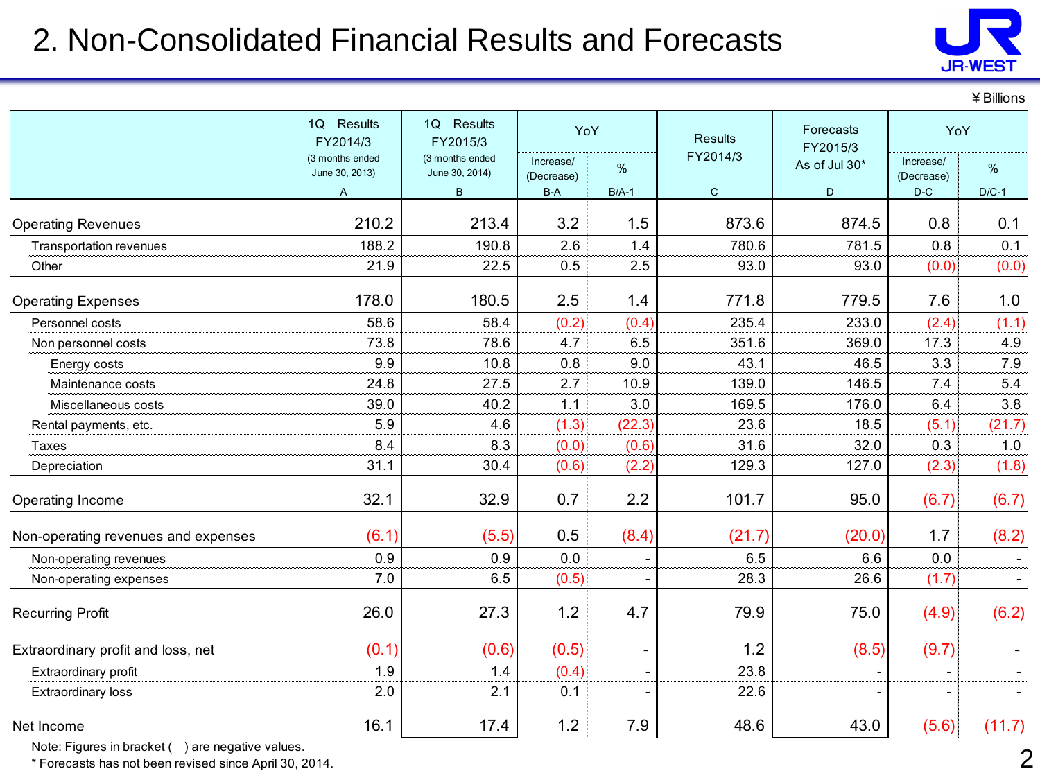# 2. Non-Consolidated Financial Results and Forecasts

¥ Billions

| | 1Q Results FY2014/3 (3 months ended June 30, 2013) A | 1Q Results FY2015/3 (3 months ended June 30, 2014) B | YoY | | Results FY2014/3 C | Forecasts FY2015/3 As of Jul 30* D | YoY | |
|---|---|---|---|---|---|---|---|---|
| | | | Increase/ (Decrease) B-A | % B/A-1 | | | Increase/ (Decrease) D-C | % D/C-1 |
| Operating Revenues | 210.2 | 213.4 | 3.2 | 1.5 | 873.6 | 874.5 | 0.8 | 0.1 |
| Transportation revenues | 188.2 | 190.8 | 2.6 | 1.4 | 780.6 | 781.5 | 0.8 | 0.1 |
| Other | 21.9 | 22.5 | 0.5 | 2.5 | 93.0 | 93.0 | (0.0) | (0.0) |
| Operating Expenses | 178.0 | 180.5 | 2.5 | 1.4 | 771.8 | 779.5 | 7.6 | 1.0 |
| Personnel costs | 58.6 | 58.4 | (0.2) | (0.4) | 235.4 | 233.0 | (2.4) | (1.1) |
| Non personnel costs | 73.8 | 78.6 | 4.7 | 6.5 | 351.6 | 369.0 | 17.3 | 4.9 |
| Energy costs | 9.9 | 10.8 | 0.8 | 9.0 | 43.1 | 46.5 | 3.3 | 7.9 |
| Maintenance costs | 24.8 | 27.5 | 2.7 | 10.9 | 139.0 | 146.5 | 7.4 | 5.4 |
| Miscellaneous costs | 39.0 | 40.2 | 1.1 | 3.0 | 169.5 | 176.0 | 6.4 | 3.8 |
| Rental payments, etc. | 5.9 | 4.6 | (1.3) | (22.3) | 23.6 | 18.5 | (5.1) | (21.7) |
| Taxes | 8.4 | 8.3 | (0.0) | (0.6) | 31.6 | 32.0 | 0.3 | 1.0 |
| Depreciation | 31.1 | 30.4 | (0.6) | (2.2) | 129.3 | 127.0 | (2.3) | (1.8) |
| Operating Income | 32.1 | 32.9 | 0.7 | 2.2 | 101.7 | 95.0 | (6.7) | (6.7) |
| Non-operating revenues and expenses | (6.1) | (5.5) | 0.5 | (8.4) | (21.7) | (20.0) | 1.7 | (8.2) |
| Non-operating revenues | 0.9 | 0.9 | 0.0 | - | 6.5 | 6.6 | 0.0 | - |
| Non-operating expenses | 7.0 | 6.5 | (0.5) | - | 28.3 | 26.6 | (1.7) | - |
| Recurring Profit | 26.0 | 27.3 | 1.2 | 4.7 | 79.9 | 75.0 | (4.9) | (6.2) |
| Extraordinary profit and loss, net | (0.1) | (0.6) | (0.5) | - | 1.2 | (8.5) | (9.7) | - |
| Extraordinary profit | 1.9 | 1.4 | (0.4) | - | 23.8 | - | - | - |
| Extraordinary loss | 2.0 | 2.1 | 0.1 | - | 22.6 | - | - | - |
| Net Income | 16.1 | 17.4 | 1.2 | 7.9 | 48.6 | 43.0 | (5.6) | (11.7) |

Note: Figures in bracket ( ) are negative values.

* Forecasts has not been revised since April 30, 2014.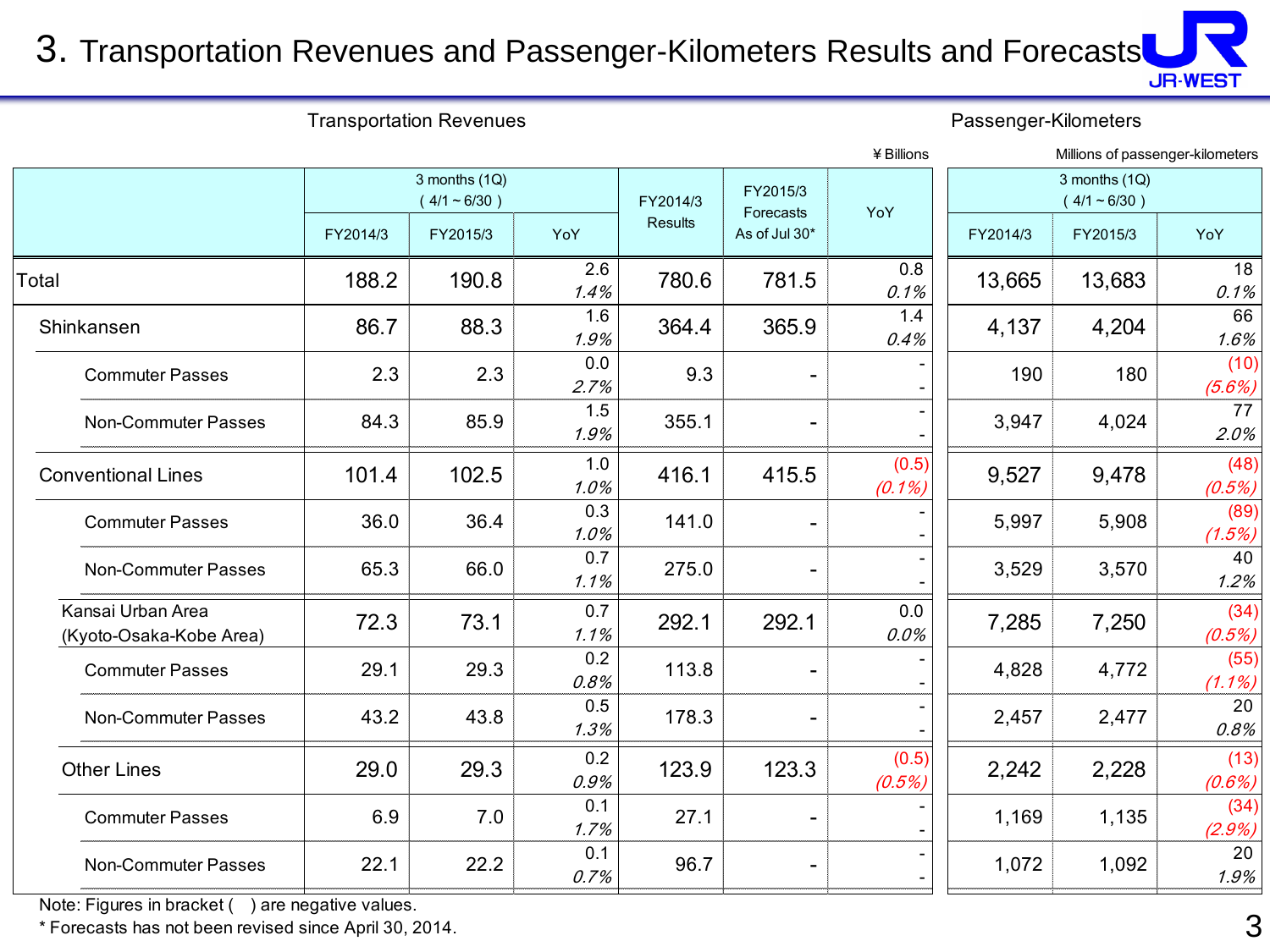# 3. Transportation Revenues and Passenger-Kilometers Results and Forecasts

Transportation Revenues (¥ Billions) / Passenger-Kilometers (Millions of passenger-kilometers)

| | Transportation Revenues: 3 months (1Q) ( 4/1 ~ 6/30 ) | | | FY2014/3 Results | FY2015/3 Forecasts As of Jul 30* | YoY | Passenger-Kilometers: 3 months (1Q) ( 4/1 ~ 6/30 ) | | |
|---|---|---|---|---|---|---|---|---|---|
| | FY2014/3 | FY2015/3 | YoY | | | | FY2014/3 | FY2015/3 | YoY |
| Total | 188.2 | 190.8 | 2.6 *1.4%* | 780.6 | 781.5 | 0.8 *0.1%* | 13,665 | 13,683 | 18 *0.1%* |
| Shinkansen | 86.7 | 88.3 | 1.6 *1.9%* | 364.4 | 365.9 | 1.4 *0.4%* | 4,137 | 4,204 | 66 *1.6%* |
| Commuter Passes | 2.3 | 2.3 | 0.0 *2.7%* | 9.3 | - | - - | 190 | 180 | (10) *(5.6%)* |
| Non-Commuter Passes | 84.3 | 85.9 | 1.5 *1.9%* | 355.1 | - | - - | 3,947 | 4,024 | 77 *2.0%* |
| Conventional Lines | 101.4 | 102.5 | 1.0 *1.0%* | 416.1 | 415.5 | (0.5) *(0.1%)* | 9,527 | 9,478 | (48) *(0.5%)* |
| Commuter Passes | 36.0 | 36.4 | 0.3 *1.0%* | 141.0 | - | - - | 5,997 | 5,908 | (89) *(1.5%)* |
| Non-Commuter Passes | 65.3 | 66.0 | 0.7 *1.1%* | 275.0 | - | - - | 3,529 | 3,570 | 40 *1.2%* |
| Kansai Urban Area (Kyoto-Osaka-Kobe Area) | 72.3 | 73.1 | 0.7 *1.1%* | 292.1 | 292.1 | 0.0 *0.0%* | 7,285 | 7,250 | (34) *(0.5%)* |
| Commuter Passes | 29.1 | 29.3 | 0.2 *0.8%* | 113.8 | - | - - | 4,828 | 4,772 | (55) *(1.1%)* |
| Non-Commuter Passes | 43.2 | 43.8 | 0.5 *1.3%* | 178.3 | - | - - | 2,457 | 2,477 | 20 *0.8%* |
| Other Lines | 29.0 | 29.3 | 0.2 *0.9%* | 123.9 | 123.3 | (0.5) *(0.5%)* | 2,242 | 2,228 | (13) *(0.6%)* |
| Commuter Passes | 6.9 | 7.0 | 0.1 *1.7%* | 27.1 | - | - - | 1,169 | 1,135 | (34) *(2.9%)* |
| Non-Commuter Passes | 22.1 | 22.2 | 0.1 *0.7%* | 96.7 | - | - - | 1,072 | 1,092 | 20 *1.9%* |

Note: Figures in bracket ( ) are negative values.

* Forecasts has not been revised since April 30, 2014.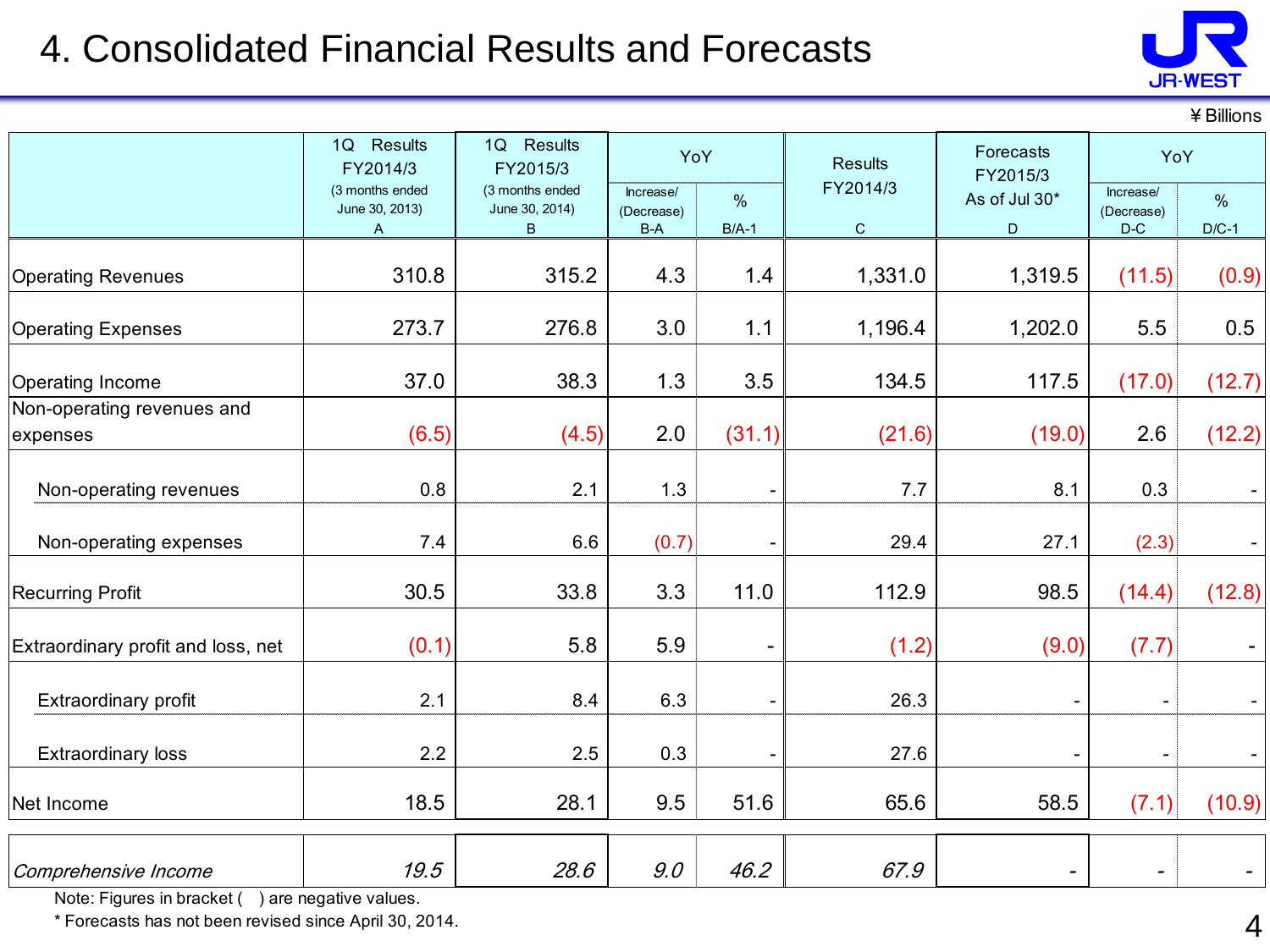# 4. Consolidated Financial Results and Forecasts

¥ Billions

| | 1Q Results FY2014/3 (3 months ended June 30, 2013) A | 1Q Results FY2015/3 (3 months ended June 30, 2014) B | YoY | | Results FY2014/3 C | Forecasts FY2015/3 As of Jul 30* D | YoY | |
|---|---|---|---|---|---|---|---|---|
| | | | Increase/ (Decrease) B-A | % B/A-1 | | | Increase/ (Decrease) D-C | % D/C-1 |
| Operating Revenues | 310.8 | 315.2 | 4.3 | 1.4 | 1,331.0 | 1,319.5 | (11.5) | (0.9) |
| Operating Expenses | 273.7 | 276.8 | 3.0 | 1.1 | 1,196.4 | 1,202.0 | 5.5 | 0.5 |
| Operating Income | 37.0 | 38.3 | 1.3 | 3.5 | 134.5 | 117.5 | (17.0) | (12.7) |
| Non-operating revenues and expenses | (6.5) | (4.5) | 2.0 | (31.1) | (21.6) | (19.0) | 2.6 | (12.2) |
| Non-operating revenues | 0.8 | 2.1 | 1.3 | - | 7.7 | 8.1 | 0.3 | - |
| Non-operating expenses | 7.4 | 6.6 | (0.7) | - | 29.4 | 27.1 | (2.3) | - |
| Recurring Profit | 30.5 | 33.8 | 3.3 | 11.0 | 112.9 | 98.5 | (14.4) | (12.8) |
| Extraordinary profit and loss, net | (0.1) | 5.8 | 5.9 | - | (1.2) | (9.0) | (7.7) | - |
| Extraordinary profit | 2.1 | 8.4 | 6.3 | - | 26.3 | - | - | - |
| Extraordinary loss | 2.2 | 2.5 | 0.3 | - | 27.6 | - | - | - |
| Net Income | 18.5 | 28.1 | 9.5 | 51.6 | 65.6 | 58.5 | (7.1) | (10.9) |
| *Comprehensive Income* | *19.5* | *28.6* | *9.0* | *46.2* | *67.9* | - | - | - |

Note: Figures in bracket ( ) are negative values.

\* Forecasts has not been revised since April 30, 2014.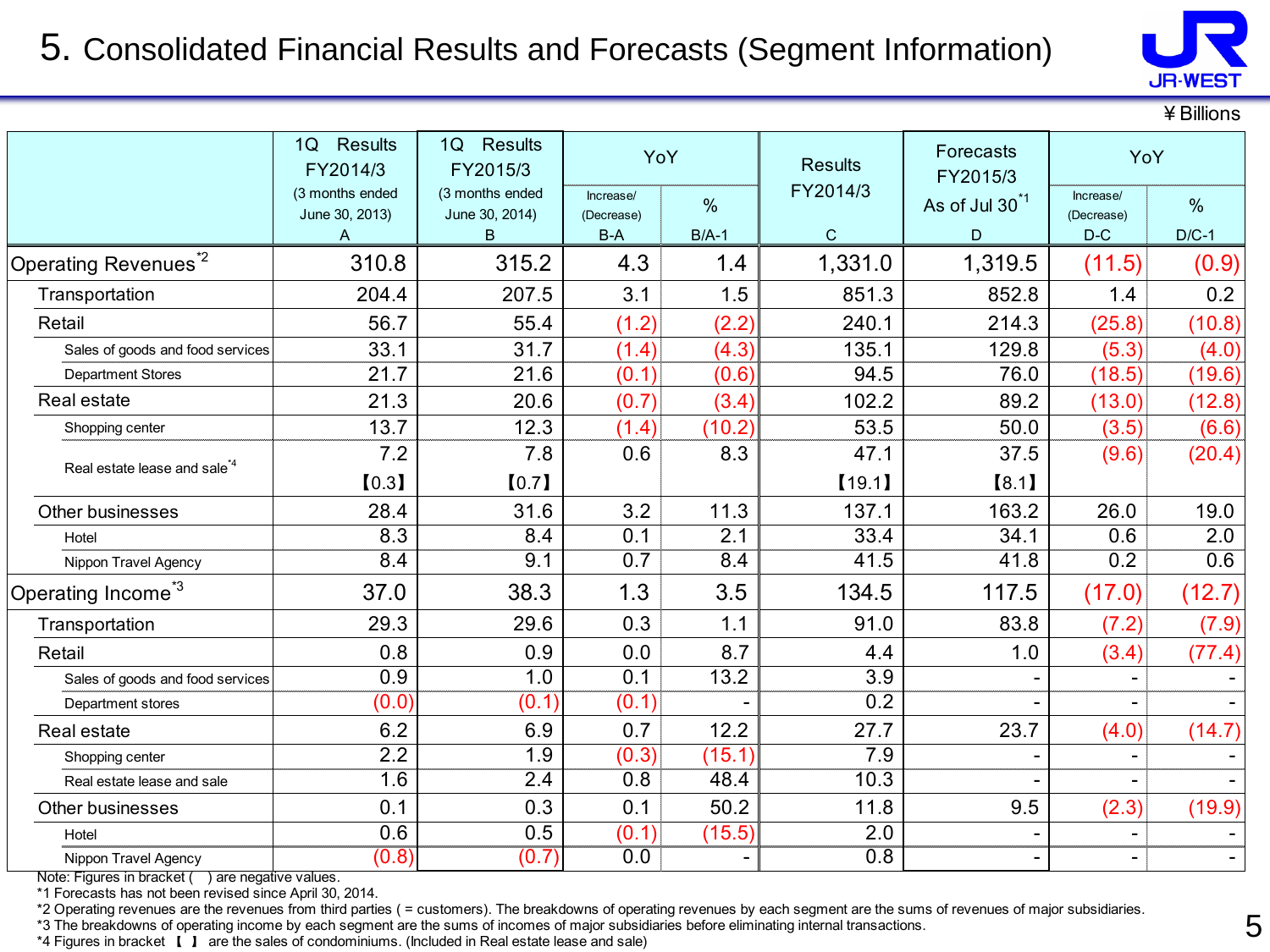# 5. Consolidated Financial Results and Forecasts (Segment Information)

¥Billions

| | 1Q Results FY2014/3 (3 months ended June 30, 2013) A | 1Q Results FY2015/3 (3 months ended June 30, 2014) B | YoY | | Results FY2014/3 C | Forecasts FY2015/3 As of Jul 30[*1] D | YoY | |
|---|---|---|---|---|---|---|---|---|
| | | | Increase/(Decrease) B-A | % B/A-1 | | | Increase/(Decrease) D-C | % D/C-1 |
| Operating Revenues[*2] | 310.8 | 315.2 | 4.3 | 1.4 | 1,331.0 | 1,319.5 | (11.5) | (0.9) |
| Transportation | 204.4 | 207.5 | 3.1 | 1.5 | 851.3 | 852.8 | 1.4 | 0.2 |
| Retail | 56.7 | 55.4 | (1.2) | (2.2) | 240.1 | 214.3 | (25.8) | (10.8) |
| Sales of goods and food services | 33.1 | 31.7 | (1.4) | (4.3) | 135.1 | 129.8 | (5.3) | (4.0) |
| Department Stores | 21.7 | 21.6 | (0.1) | (0.6) | 94.5 | 76.0 | (18.5) | (19.6) |
| Real estate | 21.3 | 20.6 | (0.7) | (3.4) | 102.2 | 89.2 | (13.0) | (12.8) |
| Shopping center | 13.7 | 12.3 | (1.4) | (10.2) | 53.5 | 50.0 | (3.5) | (6.6) |
| Real estate lease and sale[*4] | 7.2 【0.3】 | 7.8 【0.7】 | 0.6 | 8.3 | 47.1 【19.1】 | 37.5 【8.1】 | (9.6) | (20.4) |
| Other businesses | 28.4 | 31.6 | 3.2 | 11.3 | 137.1 | 163.2 | 26.0 | 19.0 |
| Hotel | 8.3 | 8.4 | 0.1 | 2.1 | 33.4 | 34.1 | 0.6 | 2.0 |
| Nippon Travel Agency | 8.4 | 9.1 | 0.7 | 8.4 | 41.5 | 41.8 | 0.2 | 0.6 |
| Operating Income[*3] | 37.0 | 38.3 | 1.3 | 3.5 | 134.5 | 117.5 | (17.0) | (12.7) |
| Transportation | 29.3 | 29.6 | 0.3 | 1.1 | 91.0 | 83.8 | (7.2) | (7.9) |
| Retail | 0.8 | 0.9 | 0.0 | 8.7 | 4.4 | 1.0 | (3.4) | (77.4) |
| Sales of goods and food services | 0.9 | 1.0 | 0.1 | 13.2 | 3.9 | - | - | - |
| Department stores | (0.0) | (0.1) | (0.1) | - | 0.2 | - | - | - |
| Real estate | 6.2 | 6.9 | 0.7 | 12.2 | 27.7 | 23.7 | (4.0) | (14.7) |
| Shopping center | 2.2 | 1.9 | (0.3) | (15.1) | 7.9 | - | - | - |
| Real estate lease and sale | 1.6 | 2.4 | 0.8 | 48.4 | 10.3 | - | - | - |
| Other businesses | 0.1 | 0.3 | 0.1 | 50.2 | 11.8 | 9.5 | (2.3) | (19.9) |
| Hotel | 0.6 | 0.5 | (0.1) | (15.5) | 2.0 | - | - | - |
| Nippon Travel Agency | (0.8) | (0.7) | 0.0 | - | 0.8 | - | - | - |

Note: Figures in bracket ( ) are negative values.
*1 Forecasts has not been revised since April 30, 2014.
*2 Operating revenues are the revenues from third parties ( = customers). The breakdowns of operating revenues by each segment are the sums of revenues of major subsidiaries.
*3 The breakdowns of operating income by each segment are the sums of incomes of major subsidiaries before eliminating internal transactions.
*4 Figures in bracket 【 】 are the sales of condominiums. (Included in Real estate lease and sale)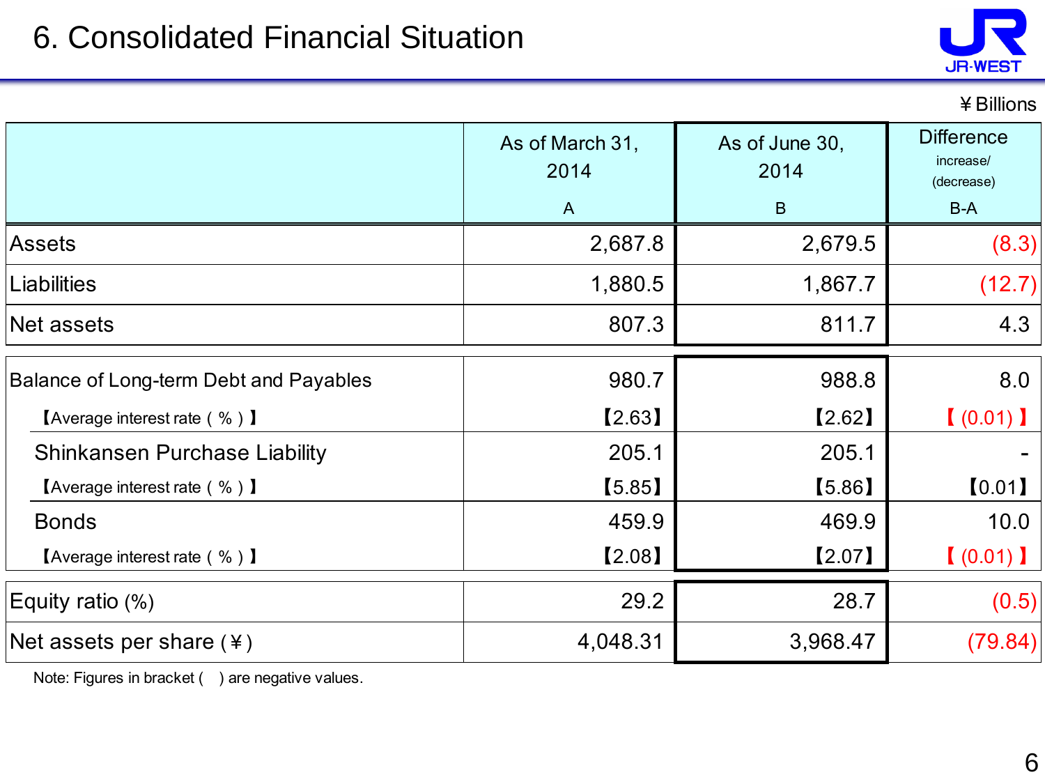# 6. Consolidated Financial Situation

¥ Billions

| | As of March 31, 2014<br>A | As of June 30, 2014<br>B | Difference increase/ (decrease)<br>B-A |
|---|---|---|---|
| Assets | 2,687.8 | 2,679.5 | (8.3) |
| Liabilities | 1,880.5 | 1,867.7 | (12.7) |
| Net assets | 807.3 | 811.7 | 4.3 |
| Balance of Long-term Debt and Payables | 980.7 | 988.8 | 8.0 |
| 【Average interest rate ( % ) 】 | 【2.63】 | 【2.62】 | 【 (0.01) 】 |
| Shinkansen Purchase Liability | 205.1 | 205.1 | - |
| 【Average interest rate ( % ) 】 | 【5.85】 | 【5.86】 | 【0.01】 |
| Bonds | 459.9 | 469.9 | 10.0 |
| 【Average interest rate ( % ) 】 | 【2.08】 | 【2.07】 | 【 (0.01) 】 |
| Equity ratio (%) | 29.2 | 28.7 | (0.5) |
| Net assets per share (¥) | 4,048.31 | 3,968.47 | (79.84) |

Note: Figures in bracket (  ) are negative values.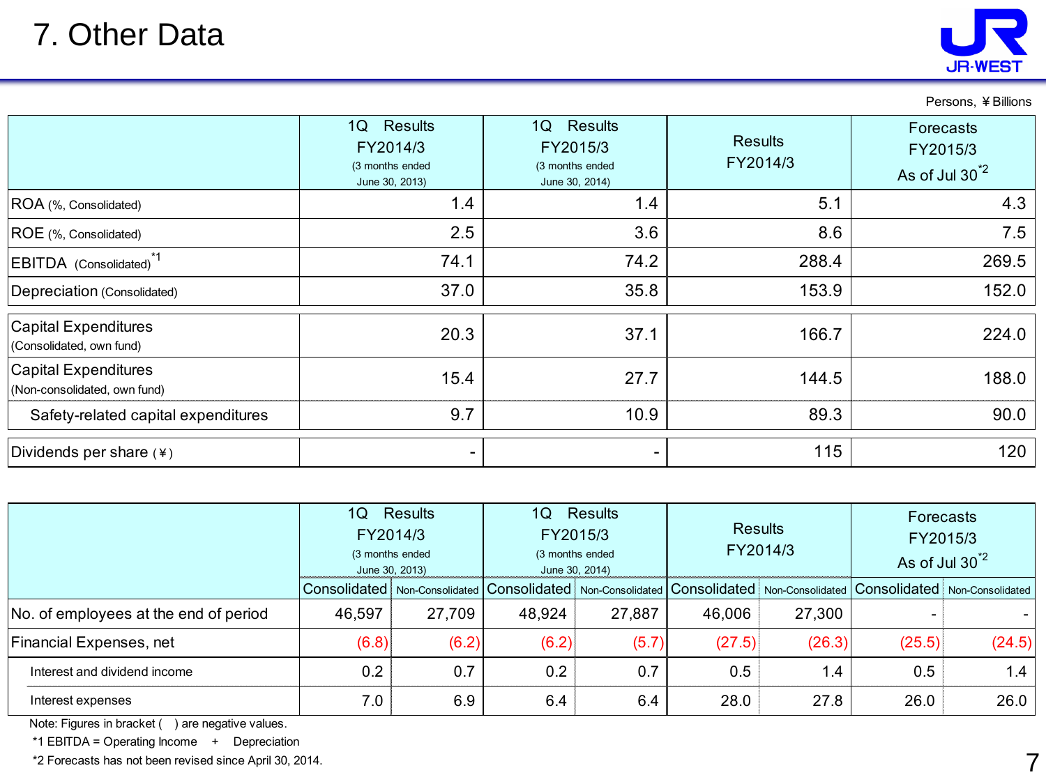# 7. Other Data

Persons, ￥Billions

| | 1Q Results FY2014/3 (3 months ended June 30, 2013) | 1Q Results FY2015/3 (3 months ended June 30, 2014) | Results FY2014/3 | Forecasts FY2015/3 As of Jul 30[*2] |
|---|---|---|---|---|
| ROA (%, Consolidated) | 1.4 | 1.4 | 5.1 | 4.3 |
| ROE (%, Consolidated) | 2.5 | 3.6 | 8.6 | 7.5 |
| EBITDA (Consolidated)[*1] | 74.1 | 74.2 | 288.4 | 269.5 |
| Depreciation (Consolidated) | 37.0 | 35.8 | 153.9 | 152.0 |
| Capital Expenditures (Consolidated, own fund) | 20.3 | 37.1 | 166.7 | 224.0 |
| Capital Expenditures (Non-consolidated, own fund) | 15.4 | 27.7 | 144.5 | 188.0 |
| Safety-related capital expenditures | 9.7 | 10.9 | 89.3 | 90.0 |
| Dividends per share (￥) | - | - | 115 | 120 |

| | 1Q Results FY2014/3 (3 months ended June 30, 2013) | | 1Q Results FY2015/3 (3 months ended June 30, 2014) | | Results FY2014/3 | | Forecasts FY2015/3 As of Jul 30[*2] | |
|---|---|---|---|---|---|---|---|---|
| | Consolidated | Non-Consolidated | Consolidated | Non-Consolidated | Consolidated | Non-Consolidated | Consolidated | Non-Consolidated |
| No. of employees at the end of period | 46,597 | 27,709 | 48,924 | 27,887 | 46,006 | 27,300 | - | - |
| Financial Expenses, net | (6.8) | (6.2) | (6.2) | (5.7) | (27.5) | (26.3) | (25.5) | (24.5) |
| Interest and dividend income | 0.2 | 0.7 | 0.2 | 0.7 | 0.5 | 1.4 | 0.5 | 1.4 |
| Interest expenses | 7.0 | 6.9 | 6.4 | 6.4 | 28.0 | 27.8 | 26.0 | 26.0 |

Note: Figures in bracket ( ) are negative values.

*1 EBITDA = Operating Income + Depreciation

*2 Forecasts has not been revised since April 30, 2014.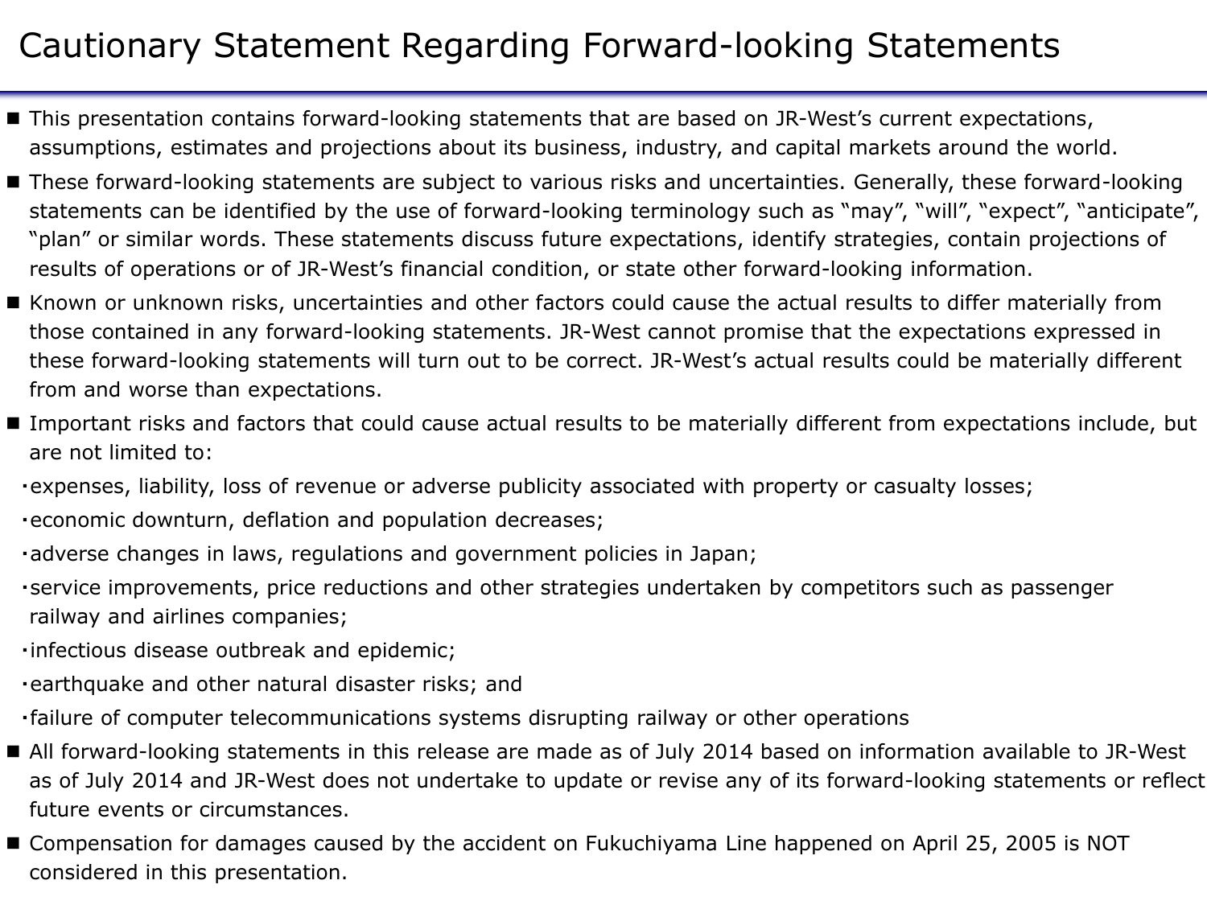# Cautionary Statement Regarding Forward-looking Statements

- This presentation contains forward-looking statements that are based on JR-West's current expectations, assumptions, estimates and projections about its business, industry, and capital markets around the world.
- These forward-looking statements are subject to various risks and uncertainties. Generally, these forward-looking statements can be identified by the use of forward-looking terminology such as "may", "will", "expect", "anticipate", "plan" or similar words. These statements discuss future expectations, identify strategies, contain projections of results of operations or of JR-West's financial condition, or state other forward-looking information.
- Known or unknown risks, uncertainties and other factors could cause the actual results to differ materially from those contained in any forward-looking statements. JR-West cannot promise that the expectations expressed in these forward-looking statements will turn out to be correct. JR-West's actual results could be materially different from and worse than expectations.
- Important risks and factors that could cause actual results to be materially different from expectations include, but are not limited to:
  - expenses, liability, loss of revenue or adverse publicity associated with property or casualty losses;
  - economic downturn, deflation and population decreases;
  - adverse changes in laws, regulations and government policies in Japan;
  - service improvements, price reductions and other strategies undertaken by competitors such as passenger railway and airlines companies;
  - infectious disease outbreak and epidemic;
  - earthquake and other natural disaster risks; and
  - failure of computer telecommunications systems disrupting railway or other operations
- All forward-looking statements in this release are made as of July 2014 based on information available to JR-West as of July 2014 and JR-West does not undertake to update or revise any of its forward-looking statements or reflect future events or circumstances.
- Compensation for damages caused by the accident on Fukuchiyama Line happened on April 25, 2005 is NOT considered in this presentation.